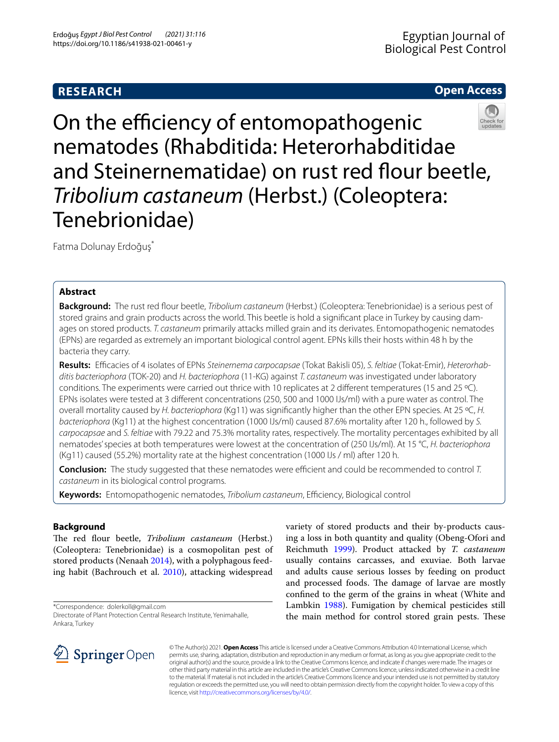RESEARCH

Open Access

# On the efficiency of entomopathogenic nematodes (Rhabditida: Heterorhabditidae and Steinernematidae) on rust red flour beetle, *Tribolium castaneum* (Herbst.) (Coleoptera: Tenebrionidae)

Fatma Dolunay Erdoğuş*

## Abstract

**Background:** The rust red flour beetle, *Tribolium castaneum* (Herbst.) (Coleoptera: Tenebrionidae) is a serious pest of stored grains and grain products across the world. This beetle is hold a significant place in Turkey by causing damages on stored products. *T. castaneum* primarily attacks milled grain and its derivates. Entomopathogenic nematodes (EPNs) are regarded as extremely an important biological control agent. EPNs kills their hosts within 48 h by the bacteria they carry.

**Results:** Efficacies of 4 isolates of EPNs *Steinernema carpocapsae* (Tokat Bakisli 05), *S. feltiae* (Tokat-Emir), *Heterorhabditis bacteriophora* (TOK-20) and *H. bacteriophora* (11-KG) against *T. castaneum* was investigated under laboratory conditions. The experiments were carried out thrice with 10 replicates at 2 different temperatures (15 and 25 ºC). EPNs isolates were tested at 3 different concentrations (250, 500 and 1000 IJs/ml) with a pure water as control. The overall mortality caused by *H. bacteriophora* (Kg11) was significantly higher than the other EPN species. At 25 ºC, *H. bacteriophora* (Kg11) at the highest concentration (1000 IJs/ml) caused 87.6% mortality after 120 h., followed by *S. carpocapsae* and *S. feltiae* with 79.22 and 75.3% mortality rates, respectively. The mortality percentages exhibited by all nematodes' species at both temperatures were lowest at the concentration of (250 IJs/ml). At 15 °C, *H. bacteriophora* (Kg11) caused (55.2%) mortality rate at the highest concentration (1000 IJs / ml) after 120 h.

**Conclusion:** The study suggested that these nematodes were efficient and could be recommended to control *T. castaneum* in its biological control programs.

**Keywords:** Entomopathogenic nematodes, *Tribolium castaneum*, Efficiency, Biological control

## Background

The red flour beetle, *Tribolium castaneum* (Herbst.) (Coleoptera: Tenebrionidae) is a cosmopolitan pest of stored products (Nenaah 2014), with a polyphagous feeding habit (Bachrouch et al. 2010), attacking widespread variety of stored products and their by-products causing a loss in both quantity and quality (Obeng-Ofori and Reichmuth 1999). Product attacked by *T. castaneum* usually contains carcasses, and exuviae. Both larvae and adults cause serious losses by feeding on product and processed foods. The damage of larvae are mostly confined to the germ of the grains in wheat (White and Lambkin 1988). Fumigation by chemical pesticides still the main method for control stored grain pests. These

*Correspondence: dolerkoll@gmail.com
Directorate of Plant Protection Central Research Institute, Yenimahalle, Ankara, Turkey

© The Author(s) 2021. **Open Access** This article is licensed under a Creative Commons Attribution 4.0 International License, which permits use, sharing, adaptation, distribution and reproduction in any medium or format, as long as you give appropriate credit to the original author(s) and the source, provide a link to the Creative Commons licence, and indicate if changes were made. The images or other third party material in this article are included in the article's Creative Commons licence, unless indicated otherwise in a credit line to the material. If material is not included in the article's Creative Commons licence and your intended use is not permitted by statutory regulation or exceeds the permitted use, you will need to obtain permission directly from the copyright holder. To view a copy of this licence, visit http://creativecommons.org/licenses/by/4.0/.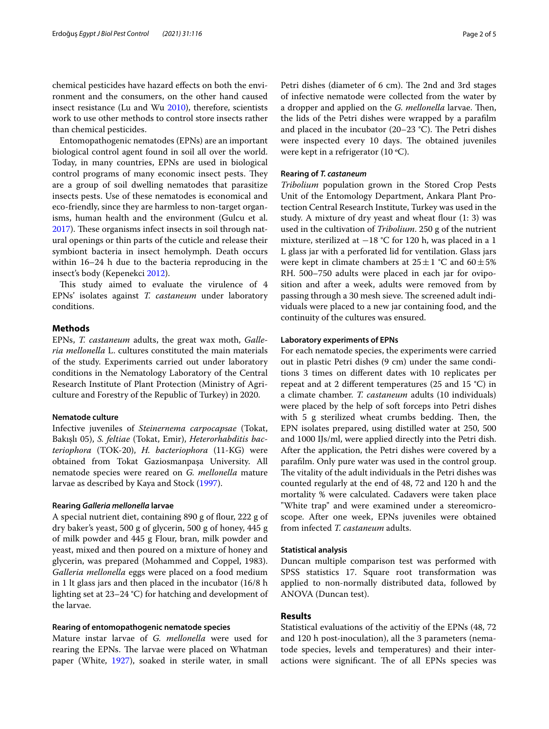chemical pesticides have hazard effects on both the environment and the consumers, on the other hand caused insect resistance (Lu and Wu 2010), therefore, scientists work to use other methods to control store insects rather than chemical pesticides.

Entomopathogenic nematodes (EPNs) are an important biological control agent found in soil all over the world. Today, in many countries, EPNs are used in biological control programs of many economic insect pests. They are a group of soil dwelling nematodes that parasitize insects pests. Use of these nematodes is economical and eco-friendly, since they are harmless to non-target organisms, human health and the environment (Gulcu et al. 2017). These organisms infect insects in soil through natural openings or thin parts of the cuticle and release their symbiont bacteria in insect hemolymph. Death occurs within 16–24 h due to the bacteria reproducing in the insect's body (Kepenekci 2012).

This study aimed to evaluate the virulence of 4 EPNs' isolates against *T. castaneum* under laboratory conditions.

## Methods

EPNs, *T. castaneum* adults, the great wax moth, *Galleria mellonella* L. cultures constituted the main materials of the study. Experiments carried out under laboratory conditions in the Nematology Laboratory of the Central Research Institute of Plant Protection (Ministry of Agriculture and Forestry of the Republic of Turkey) in 2020.

### Nematode culture

Infective juveniles of *Steinernema carpocapsae* (Tokat, Bakışlı 05), *S. feltiae* (Tokat, Emir), *Heterorhabditis bacteriophora* (TOK-20), *H. bacteriophora* (11-KG) were obtained from Tokat Gaziosmanpaşa University. All nematode species were reared on *G. mellonella* mature larvae as described by Kaya and Stock (1997).

### Rearing *Galleria mellonella* larvae

A special nutrient diet, containing 890 g of flour, 222 g of dry baker's yeast, 500 g of glycerin, 500 g of honey, 445 g of milk powder and 445 g Flour, bran, milk powder and yeast, mixed and then poured on a mixture of honey and glycerin, was prepared (Mohammed and Coppel, 1983). *Galleria mellonella* eggs were placed on a food medium in 1 lt glass jars and then placed in the incubator (16/8 h lighting set at 23–24 °C) for hatching and development of the larvae.

### Rearing of entomopathogenic nematode species

Mature instar larvae of *G. mellonella* were used for rearing the EPNs. The larvae were placed on Whatman paper (White, 1927), soaked in sterile water, in small Petri dishes (diameter of 6 cm). The 2nd and 3rd stages of infective nematode were collected from the water by a dropper and applied on the *G. mellonella* larvae. Then, the lids of the Petri dishes were wrapped by a parafilm and placed in the incubator (20–23 °C). The Petri dishes were inspected every 10 days. The obtained juveniles were kept in a refrigerator (10 °C).

### Rearing of *T. castaneum*

*Tribolium* population grown in the Stored Crop Pests Unit of the Entomology Department, Ankara Plant Protection Central Research Institute, Turkey was used in the study. A mixture of dry yeast and wheat flour (1: 3) was used in the cultivation of *Tribolium*. 250 g of the nutrient mixture, sterilized at −18 °C for 120 h, was placed in a 1 L glass jar with a perforated lid for ventilation. Glass jars were kept in climate chambers at 25 ± 1 °C and 60 ± 5% RH. 500–750 adults were placed in each jar for oviposition and after a week, adults were removed from by passing through a 30 mesh sieve. The screened adult individuals were placed to a new jar containing food, and the continuity of the cultures was ensured.

### Laboratory experiments of EPNs

For each nematode species, the experiments were carried out in plastic Petri dishes (9 cm) under the same conditions 3 times on different dates with 10 replicates per repeat and at 2 different temperatures (25 and 15 °C) in a climate chamber. *T. castaneum* adults (10 individuals) were placed by the help of soft forceps into Petri dishes with 5 g sterilized wheat crumbs bedding. Then, the EPN isolates prepared, using distilled water at 250, 500 and 1000 IJs/ml, were applied directly into the Petri dish. After the application, the Petri dishes were covered by a parafilm. Only pure water was used in the control group. The vitality of the adult individuals in the Petri dishes was counted regularly at the end of 48, 72 and 120 h and the mortality % were calculated. Cadavers were taken place "White trap" and were examined under a stereomicroscope. After one week, EPNs juveniles were obtained from infected *T. castaneum* adults.

### Statistical analysis

Duncan multiple comparison test was performed with SPSS statistics 17. Square root transformation was applied to non-normally distributed data, followed by ANOVA (Duncan test).

## Results

Statistical evaluations of the activitiy of the EPNs (48, 72 and 120 h post-inoculation), all the 3 parameters (nematode species, levels and temperatures) and their interactions were significant. The of all EPNs species was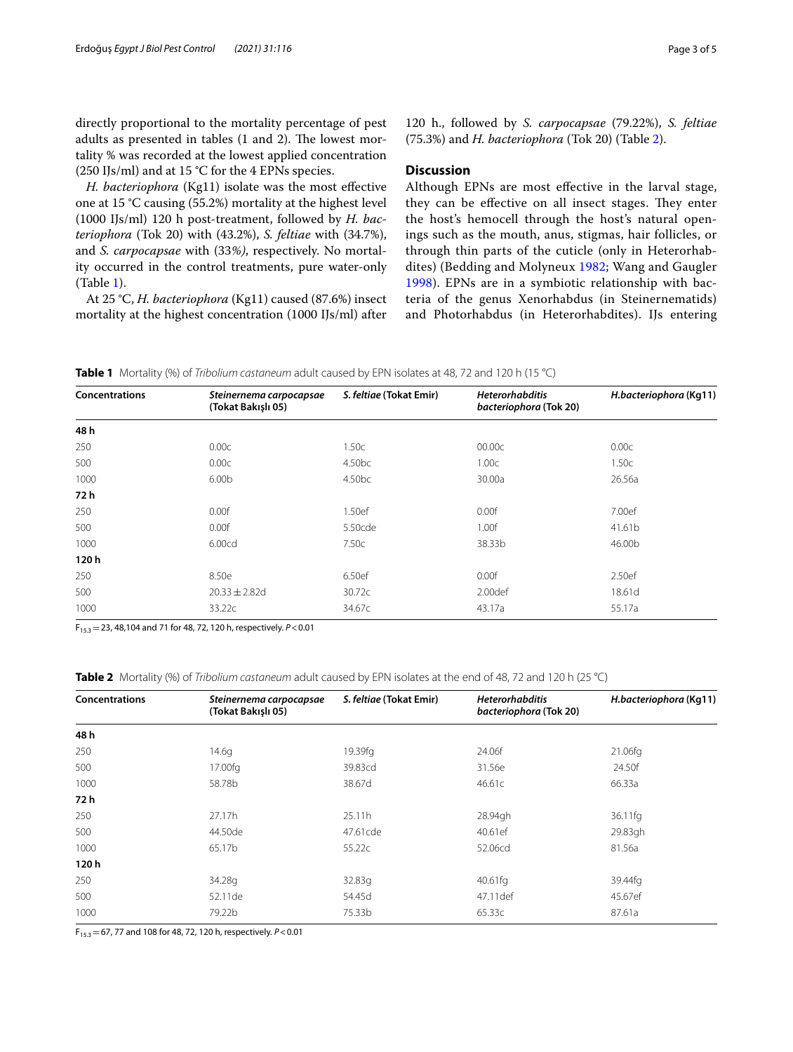directly proportional to the mortality percentage of pest adults as presented in tables (1 and 2). The lowest mortality % was recorded at the lowest applied concentration (250 IJs/ml) and at 15 °C for the 4 EPNs species.

*H. bacteriophora* (Kg11) isolate was the most effective one at 15 °C causing (55.2%) mortality at the highest level (1000 IJs/ml) 120 h post-treatment, followed by *H. bacteriophora* (Tok 20) with (43.2%), *S. feltiae* with (34.7%), and *S. carpocapsae* with (33%), respectively. No mortality occurred in the control treatments, pure water-only (Table 1).

At 25 °C, *H. bacteriophora* (Kg11) caused (87.6%) insect mortality at the highest concentration (1000 IJs/ml) after 120 h., followed by *S. carpocapsae* (79.22%), *S. feltiae* (75.3%) and *H. bacteriophora* (Tok 20) (Table 2).

## Discussion

Although EPNs are most effective in the larval stage, they can be effective on all insect stages. They enter the host's hemocell through the host's natural openings such as the mouth, anus, stigmas, hair follicles, or through thin parts of the cuticle (only in Heterorhabdites) (Bedding and Molyneux 1982; Wang and Gaugler 1998). EPNs are in a symbiotic relationship with bacteria of the genus Xenorhabdus (in Steinernematids) and Photorhabdus (in Heterorhabdites). IJs entering

**Table 1** Mortality (%) of *Tribolium castaneum* adult caused by EPN isolates at 48, 72 and 120 h (15 °C)

| Concentrations | *Steinernema carpocapsae* (Tokat Bakışlı 05) | *S. feltiae* (Tokat Emir) | *Heterorhabditis bacteriophora* (Tok 20) | *H.bacteriophora* (Kg11) |
|---|---|---|---|---|
| **48 h** | | | | |
| 250 | 0.00c | 1.50c | 00.00c | 0.00c |
| 500 | 0.00c | 4.50bc | 1.00c | 1.50c |
| 1000 | 6.00b | 4.50bc | 30.00a | 26.56a |
| **72 h** | | | | |
| 250 | 0.00f | 1.50ef | 0.00f | 7.00ef |
| 500 | 0.00f | 5.50cde | 1.00f | 41.61b |
| 1000 | 6.00cd | 7.50c | 38.33b | 46.00b |
| **120 h** | | | | |
| 250 | 8.50e | 6.50ef | 0.00f | 2.50ef |
| 500 | 20.33 ± 2.82d | 30.72c | 2.00def | 18.61d |
| 1000 | 33.22c | 34.67c | 43.17a | 55.17a |

$F_{15,3}$ = 23, 48,104 and 71 for 48, 72, 120 h, respectively. $P < 0.01$

**Table 2** Mortality (%) of *Tribolium castaneum* adult caused by EPN isolates at the end of 48, 72 and 120 h (25 °C)

| Concentrations | *Steinernema carpocapsae* (Tokat Bakışlı 05) | *S. feltiae* (Tokat Emir) | *Heterorhabditis bacteriophora* (Tok 20) | *H.bacteriophora* (Kg11) |
|---|---|---|---|---|
| **48 h** | | | | |
| 250 | 14.6g | 19.39fg | 24.06f | 21.06fg |
| 500 | 17.00fg | 39.83cd | 31.56e | 24.50f |
| 1000 | 58.78b | 38.67d | 46.61c | 66.33a |
| **72 h** | | | | |
| 250 | 27.17h | 25.11h | 28.94gh | 36.11fg |
| 500 | 44.50de | 47.61cde | 40.61ef | 29.83gh |
| 1000 | 65.17b | 55.22c | 52.06cd | 81.56a |
| **120 h** | | | | |
| 250 | 34.28g | 32.83g | 40.61fg | 39.44fg |
| 500 | 52.11de | 54.45d | 47.11def | 45.67ef |
| 1000 | 79.22b | 75.33b | 65.33c | 87.61a |

$F_{15,3}$ = 67, 77 and 108 for 48, 72, 120 h, respectively. $P < 0.01$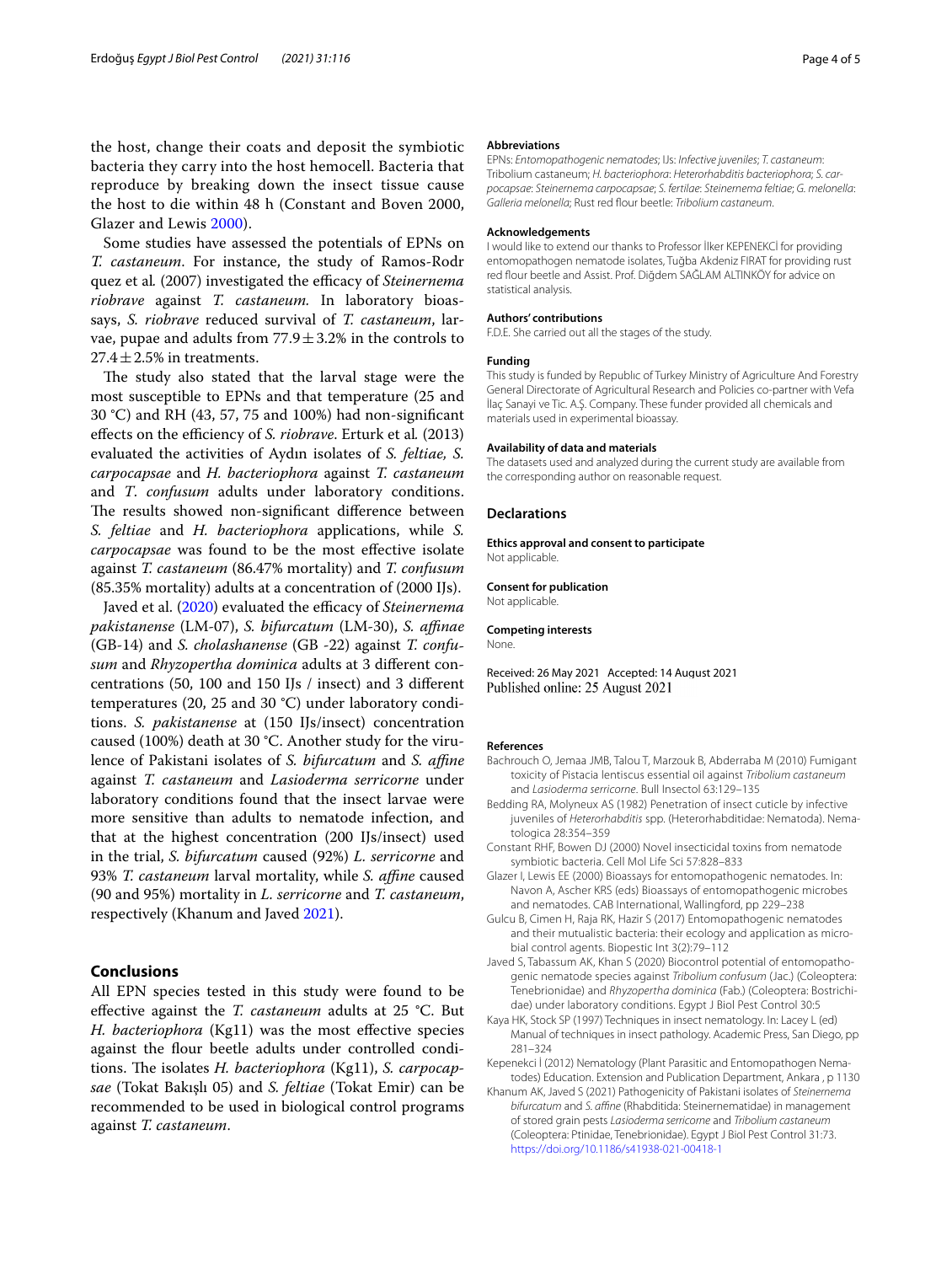the host, change their coats and deposit the symbiotic bacteria they carry into the host hemocell. Bacteria that reproduce by breaking down the insect tissue cause the host to die within 48 h (Constant and Boven 2000, Glazer and Lewis 2000).

Some studies have assessed the potentials of EPNs on *T. castaneum*. For instance, the study of Ramos-Rodr quez et al. (2007) investigated the efficacy of *Steinernema riobrave* against *T. castaneum.* In laboratory bioassays, *S. riobrave* reduced survival of *T. castaneum*, larvae, pupae and adults from 77.9 ± 3.2% in the controls to 27.4 ± 2.5% in treatments.

The study also stated that the larval stage were the most susceptible to EPNs and that temperature (25 and 30 °C) and RH (43, 57, 75 and 100%) had non-significant effects on the efficiency of *S. riobrave*. Erturk et al. (2013) evaluated the activities of Aydın isolates of *S. feltiae, S. carpocapsae* and *H. bacteriophora* against *T. castaneum* and *T*. *confusum* adults under laboratory conditions. The results showed non-significant difference between *S. feltiae* and *H. bacteriophora* applications, while *S. carpocapsae* was found to be the most effective isolate against *T. castaneum* (86.47% mortality) and *T. confusum* (85.35% mortality) adults at a concentration of (2000 IJs).

Javed et al. (2020) evaluated the efficacy of *Steinernema pakistanense* (LM-07), *S. bifurcatum* (LM-30), *S. affinae* (GB-14) and *S. cholashanense* (GB -22) against *T. confusum* and *Rhyzopertha dominica* adults at 3 different concentrations (50, 100 and 150 IJs / insect) and 3 different temperatures (20, 25 and 30 °C) under laboratory conditions. *S. pakistanense* at (150 IJs/insect) concentration caused (100%) death at 30 °C. Another study for the virulence of Pakistani isolates of *S. bifurcatum* and *S. affine* against *T. castaneum* and *Lasioderma serricorne* under laboratory conditions found that the insect larvae were more sensitive than adults to nematode infection, and that at the highest concentration (200 IJs/insect) used in the trial, *S. bifurcatum* caused (92%) *L. serricorne* and 93% *T. castaneum* larval mortality, while *S. affine* caused (90 and 95%) mortality in *L. serricorne* and *T. castaneum*, respectively (Khanum and Javed 2021).

## Conclusions

All EPN species tested in this study were found to be effective against the *T. castaneum* adults at 25 °C. But *H. bacteriophora* (Kg11) was the most effective species against the flour beetle adults under controlled conditions. The isolates *H. bacteriophora* (Kg11), *S. carpocapsae* (Tokat Bakışlı 05) and *S. feltiae* (Tokat Emir) can be recommended to be used in biological control programs against *T. castaneum*.

#### Abbreviations

EPNs: *Entomopathogenic nematodes*; IJs: *Infective juveniles*; *T. castaneum*: Tribolium castaneum; *H. bacteriophora*: *Heterorhabditis bacteriophora*; *S. carpocapsae*: *Steinernema carpocapsae*; *S. fertilae*: *Steinernema feltiae*; *G. melonella*: *Galleria melonella*; Rust red flour beetle: *Tribolium castaneum*.

#### Acknowledgements

I would like to extend our thanks to Professor İlker KEPENEKCİ for providing entomopathogen nematode isolates, Tuğba Akdeniz FIRAT for providing rust red flour beetle and Assist. Prof. Diğdem SAĞLAM ALTINKÖY for advice on statistical analysis.

#### Authors' contributions

F.D.E. She carried out all the stages of the study.

#### Funding

This study is funded by Republic of Turkey Ministry of Agriculture And Forestry General Directorate of Agricultural Research and Policies co-partner with Vefa İlaç Sanayi ve Tic. A.Ş. Company. These funder provided all chemicals and materials used in experimental bioassay.

#### Availability of data and materials

The datasets used and analyzed during the current study are available from the corresponding author on reasonable request.

### Declarations

#### Ethics approval and consent to participate

Not applicable.

#### Consent for publication

Not applicable.

#### Competing interests

None.

Received: 26 May 2021 Accepted: 14 August 2021
Published online: 25 August 2021

#### References

Bachrouch O, Jemaa JMB, Talou T, Marzouk B, Abderraba M (2010) Fumigant toxicity of Pistacia lentiscus essential oil against *Tribolium castaneum* and *Lasioderma serricorne*. Bull Insectol 63:129–135

Bedding RA, Molyneux AS (1982) Penetration of insect cuticle by infective juveniles of *Heterorhabditis* spp. (Heterorhabditidae: Nematoda). Nematologica 28:354–359

Constant RHF, Bowen DJ (2000) Novel insecticidal toxins from nematode symbiotic bacteria. Cell Mol Life Sci 57:828–833

Glazer I, Lewis EE (2000) Bioassays for entomopathogenic nematodes. In: Navon A, Ascher KRS (eds) Bioassays of entomopathogenic microbes and nematodes. CAB International, Wallingford, pp 229–238

Gulcu B, Cimen H, Raja RK, Hazir S (2017) Entomopathogenic nematodes and their mutualistic bacteria: their ecology and application as microbial control agents. Biopestic Int 3(2):79–112

Javed S, Tabassum AK, Khan S (2020) Biocontrol potential of entomopathogenic nematode species against *Tribolium confusum* (Jac.) (Coleoptera: Tenebrionidae) and *Rhyzopertha dominica* (Fab.) (Coleoptera: Bostrichidae) under laboratory conditions. Egypt J Biol Pest Control 30:5

Kaya HK, Stock SP (1997) Techniques in insect nematology. In: Lacey L (ed) Manual of techniques in insect pathology. Academic Press, San Diego, pp 281–324

Kepenekci İ (2012) Nematology (Plant Parasitic and Entomopathogen Nematodes) Education. Extension and Publication Department, Ankara , p 1130

Khanum AK, Javed S (2021) Pathogenicity of Pakistani isolates of *Steinernema bifurcatum* and *S. affine* (Rhabditida: Steinernematidae) in management of stored grain pests *Lasioderma serricorne* and *Tribolium castaneum* (Coleoptera: Ptinidae, Tenebrionidae). Egypt J Biol Pest Control 31:73. https://doi.org/10.1186/s41938-021-00418-1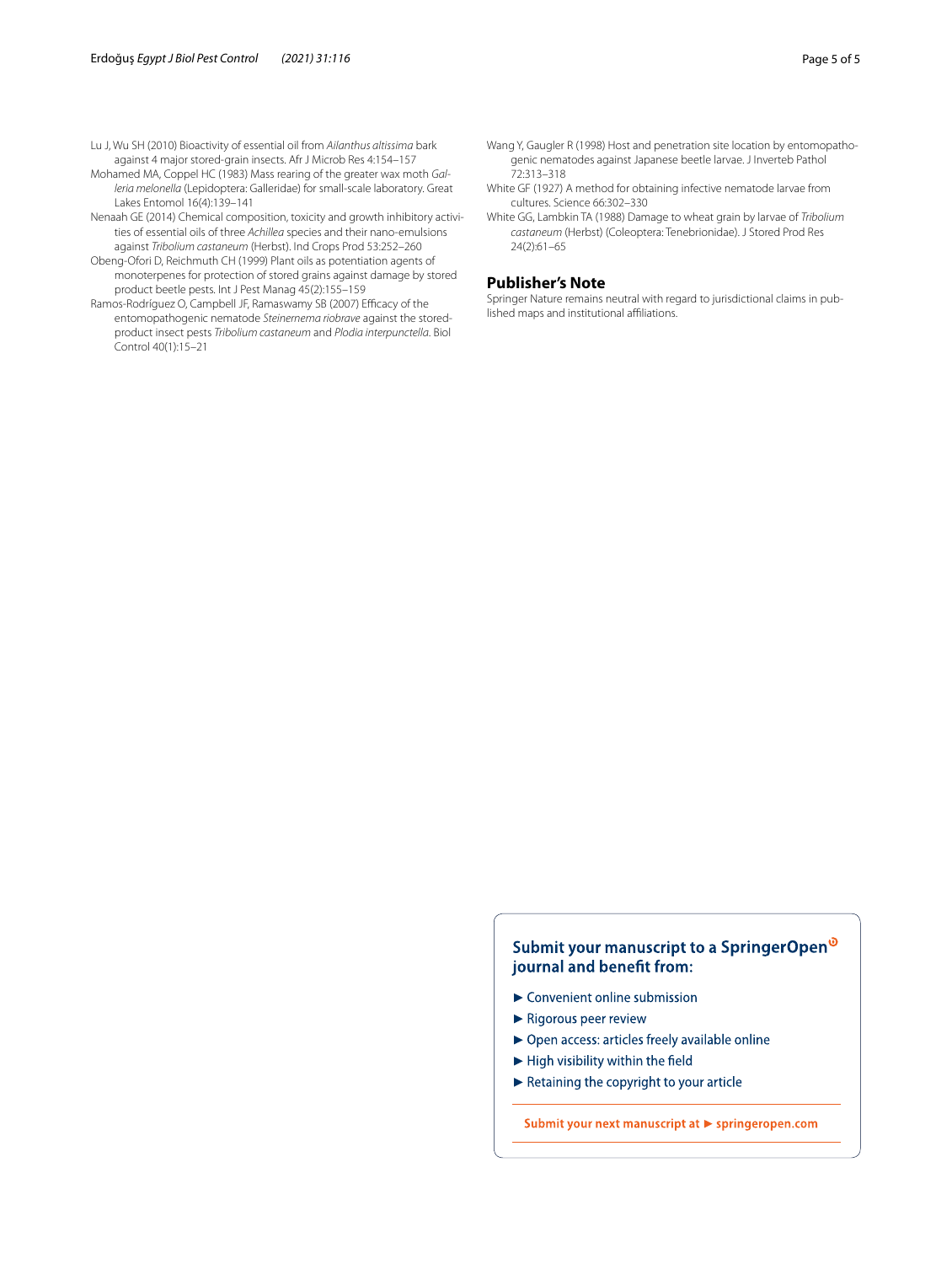Lu J, Wu SH (2010) Bioactivity of essential oil from *Ailanthus altissima* bark against 4 major stored-grain insects. Afr J Microb Res 4:154–157

Mohamed MA, Coppel HC (1983) Mass rearing of the greater wax moth *Galleria melonella* (Lepidoptera: Galleridae) for small-scale laboratory. Great Lakes Entomol 16(4):139–141

Nenaah GE (2014) Chemical composition, toxicity and growth inhibitory activities of essential oils of three *Achillea* species and their nano-emulsions against *Tribolium castaneum* (Herbst). Ind Crops Prod 53:252–260

Obeng-Ofori D, Reichmuth CH (1999) Plant oils as potentiation agents of monoterpenes for protection of stored grains against damage by stored product beetle pests. Int J Pest Manag 45(2):155–159

Ramos-Rodríguez O, Campbell JF, Ramaswamy SB (2007) Efficacy of the entomopathogenic nematode *Steinernema riobrave* against the stored-product insect pests *Tribolium castaneum* and *Plodia interpunctella*. Biol Control 40(1):15–21

Wang Y, Gaugler R (1998) Host and penetration site location by entomopathogenic nematodes against Japanese beetle larvae. J Inverteb Pathol 72:313–318

White GF (1927) A method for obtaining infective nematode larvae from cultures. Science 66:302–330

White GG, Lambkin TA (1988) Damage to wheat grain by larvae of *Tribolium castaneum* (Herbst) (Coleoptera: Tenebrionidae). J Stored Prod Res 24(2):61–65

## Publisher's Note

Springer Nature remains neutral with regard to jurisdictional claims in published maps and institutional affiliations.

**Submit your manuscript to a SpringerOpen journal and benefit from:**

- ► Convenient online submission
- ► Rigorous peer review
- ► Open access: articles freely available online
- ► High visibility within the field
- ► Retaining the copyright to your article

**Submit your next manuscript at ► springeropen.com**